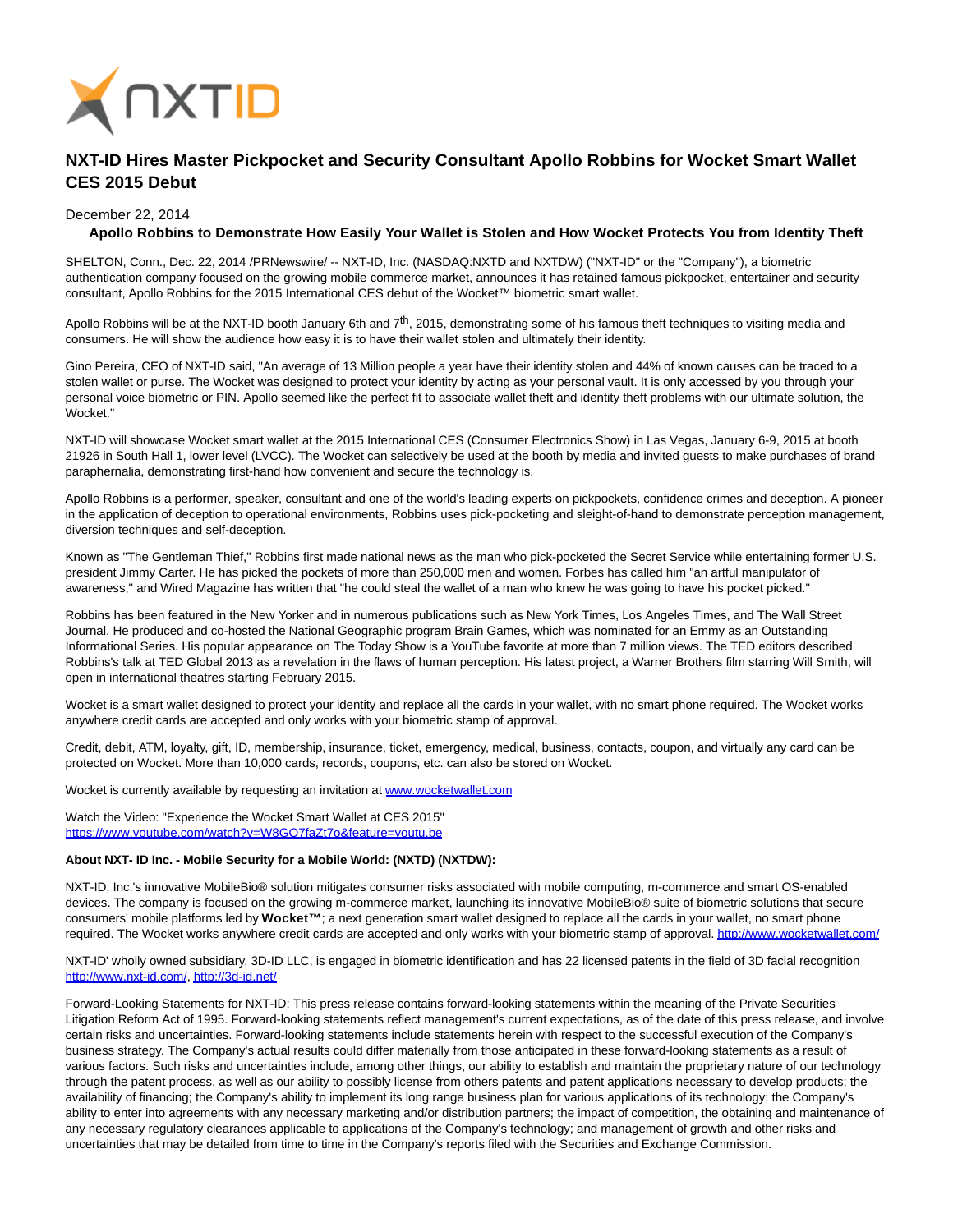# NXT-ID Hires Master Pickpocket and Security Consultant Apollo Robbins for Wocket Smart Wallet CES 2015 Debut

December 22, 2014

**Apollo Robbins to Demonstrate How Easily Your Wallet is Stolen and How Wocket Protects You from Identity Theft**

SHELTON, Conn., Dec. 22, 2014 /PRNewswire/ -- NXT-ID, Inc. (NASDAQ:NXTD and NXTDW) ("NXT-ID" or the "Company"), a biometric authentication company focused on the growing mobile commerce market, announces it has retained famous pickpocket, entertainer and security consultant, Apollo Robbins for the 2015 International CES debut of the Wocket™ biometric smart wallet.

Apollo Robbins will be at the NXT-ID booth January 6th and 7th, 2015, demonstrating some of his famous theft techniques to visiting media and consumers. He will show the audience how easy it is to have their wallet stolen and ultimately their identity.

Gino Pereira, CEO of NXT-ID said, "An average of 13 Million people a year have their identity stolen and 44% of known causes can be traced to a stolen wallet or purse. The Wocket was designed to protect your identity by acting as your personal vault. It is only accessed by you through your personal voice biometric or PIN. Apollo seemed like the perfect fit to associate wallet theft and identity theft problems with our ultimate solution, the Wocket."

NXT-ID will showcase Wocket smart wallet at the 2015 International CES (Consumer Electronics Show) in Las Vegas, January 6-9, 2015 at booth 21926 in South Hall 1, lower level (LVCC). The Wocket can selectively be used at the booth by media and invited guests to make purchases of brand paraphernalia, demonstrating first-hand how convenient and secure the technology is.

Apollo Robbins is a performer, speaker, consultant and one of the world's leading experts on pickpockets, confidence crimes and deception. A pioneer in the application of deception to operational environments, Robbins uses pick-pocketing and sleight-of-hand to demonstrate perception management, diversion techniques and self-deception.

Known as "The Gentleman Thief," Robbins first made national news as the man who pick-pocketed the Secret Service while entertaining former U.S. president Jimmy Carter. He has picked the pockets of more than 250,000 men and women. Forbes has called him "an artful manipulator of awareness," and Wired Magazine has written that "he could steal the wallet of a man who knew he was going to have his pocket picked."

Robbins has been featured in the New Yorker and in numerous publications such as New York Times, Los Angeles Times, and The Wall Street Journal. He produced and co-hosted the National Geographic program Brain Games, which was nominated for an Emmy as an Outstanding Informational Series. His popular appearance on The Today Show is a YouTube favorite at more than 7 million views. The TED editors described Robbins's talk at TED Global 2013 as a revelation in the flaws of human perception. His latest project, a Warner Brothers film starring Will Smith, will open in international theatres starting February 2015.

Wocket is a smart wallet designed to protect your identity and replace all the cards in your wallet, with no smart phone required. The Wocket works anywhere credit cards are accepted and only works with your biometric stamp of approval.

Credit, debit, ATM, loyalty, gift, ID, membership, insurance, ticket, emergency, medical, business, contacts, coupon, and virtually any card can be protected on Wocket. More than 10,000 cards, records, coupons, etc. can also be stored on Wocket.

Wocket is currently available by requesting an invitation at www.wocketwallet.com

Watch the Video: "Experience the Wocket Smart Wallet at CES 2015"
https://www.youtube.com/watch?v=W8GQ7faZt7o&feature=youtu.be

**About NXT- ID Inc. - Mobile Security for a Mobile World: (NXTD) (NXTDW):**

NXT-ID, Inc.'s innovative MobileBio® solution mitigates consumer risks associated with mobile computing, m-commerce and smart OS-enabled devices. The company is focused on the growing m-commerce market, launching its innovative MobileBio® suite of biometric solutions that secure consumers' mobile platforms led by **Wocket™**; a next generation smart wallet designed to replace all the cards in your wallet, no smart phone required. The Wocket works anywhere credit cards are accepted and only works with your biometric stamp of approval. http://www.wocketwallet.com/

NXT-ID' wholly owned subsidiary, 3D-ID LLC, is engaged in biometric identification and has 22 licensed patents in the field of 3D facial recognition http://www.nxt-id.com/, http://3d-id.net/

Forward-Looking Statements for NXT-ID: This press release contains forward-looking statements within the meaning of the Private Securities Litigation Reform Act of 1995. Forward-looking statements reflect management's current expectations, as of the date of this press release, and involve certain risks and uncertainties. Forward-looking statements include statements herein with respect to the successful execution of the Company's business strategy. The Company's actual results could differ materially from those anticipated in these forward-looking statements as a result of various factors. Such risks and uncertainties include, among other things, our ability to establish and maintain the proprietary nature of our technology through the patent process, as well as our ability to possibly license from others patents and patent applications necessary to develop products; the availability of financing; the Company's ability to implement its long range business plan for various applications of its technology; the Company's ability to enter into agreements with any necessary marketing and/or distribution partners; the impact of competition, the obtaining and maintenance of any necessary regulatory clearances applicable to applications of the Company's technology; and management of growth and other risks and uncertainties that may be detailed from time to time in the Company's reports filed with the Securities and Exchange Commission.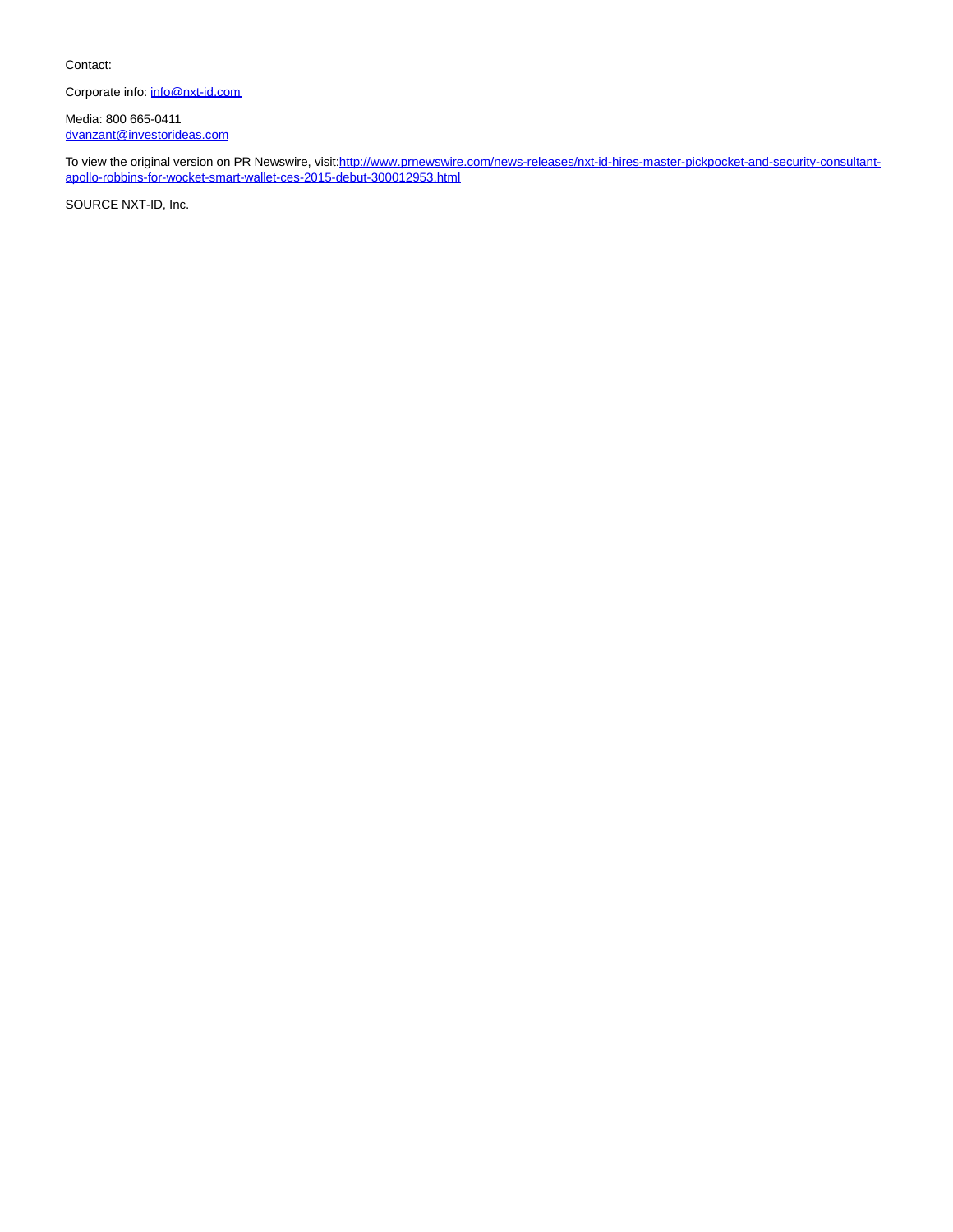Contact:

Corporate info: info@nxt-id.com

Media: 800 665-0411
dvanzant@investorideas.com

To view the original version on PR Newswire, visit:http://www.prnewswire.com/news-releases/nxt-id-hires-master-pickpocket-and-security-consultant-apollo-robbins-for-wocket-smart-wallet-ces-2015-debut-300012953.html

SOURCE NXT-ID, Inc.